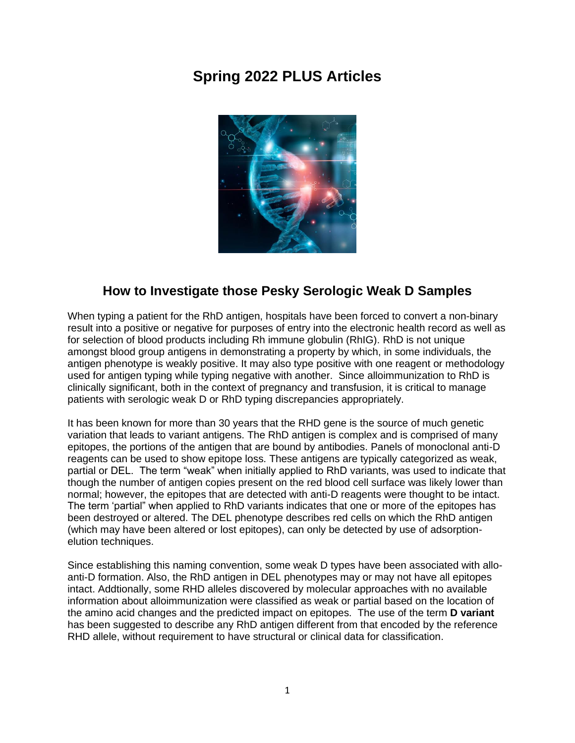# Spring 2022 PLUS Articles

## How to Investigate those Pesky Serologic Weak D Samples

When typing a patient for the RhD antigen, hospitals have been forced to convert a non-binary result into a positive or negative for purposes of entry into the electronic health record as well as for selection of blood products including Rh immune globulin (RhIG). RhD is not unique amongst blood group antigens in demonstrating a property by which, in some individuals, the antigen phenotype is weakly positive. It may also type positive with one reagent or methodology used for antigen typing while typing negative with another. Since alloimmunization to RhD is clinically significant, both in the context of pregnancy and transfusion, it is critical to manage patients with serologic weak D or RhD typing discrepancies appropriately.

It has been known for more than 30 years that the RHD gene is the source of much genetic variation that leads to variant antigens. The RhD antigen is complex and is comprised of many epitopes, the portions of the antigen that are bound by antibodies. Panels of monoclonal anti-D reagents can be used to show epitope loss. These antigens are typically categorized as weak, partial or DEL. The term "weak" when initially applied to RhD variants, was used to indicate that though the number of antigen copies present on the red blood cell surface was likely lower than normal; however, the epitopes that are detected with anti-D reagents were thought to be intact. The term 'partial" when applied to RhD variants indicates that one or more of the epitopes has been destroyed or altered. The DEL phenotype describes red cells on which the RhD antigen (which may have been altered or lost epitopes), can only be detected by use of adsorption-elution techniques.

Since establishing this naming convention, some weak D types have been associated with allo-anti-D formation. Also, the RhD antigen in DEL phenotypes may or may not have all epitopes intact. Addtionally, some RHD alleles discovered by molecular approaches with no available information about alloimmunization were classified as weak or partial based on the location of the amino acid changes and the predicted impact on epitopes. The use of the term **D variant** has been suggested to describe any RhD antigen different from that encoded by the reference RHD allele, without requirement to have structural or clinical data for classification.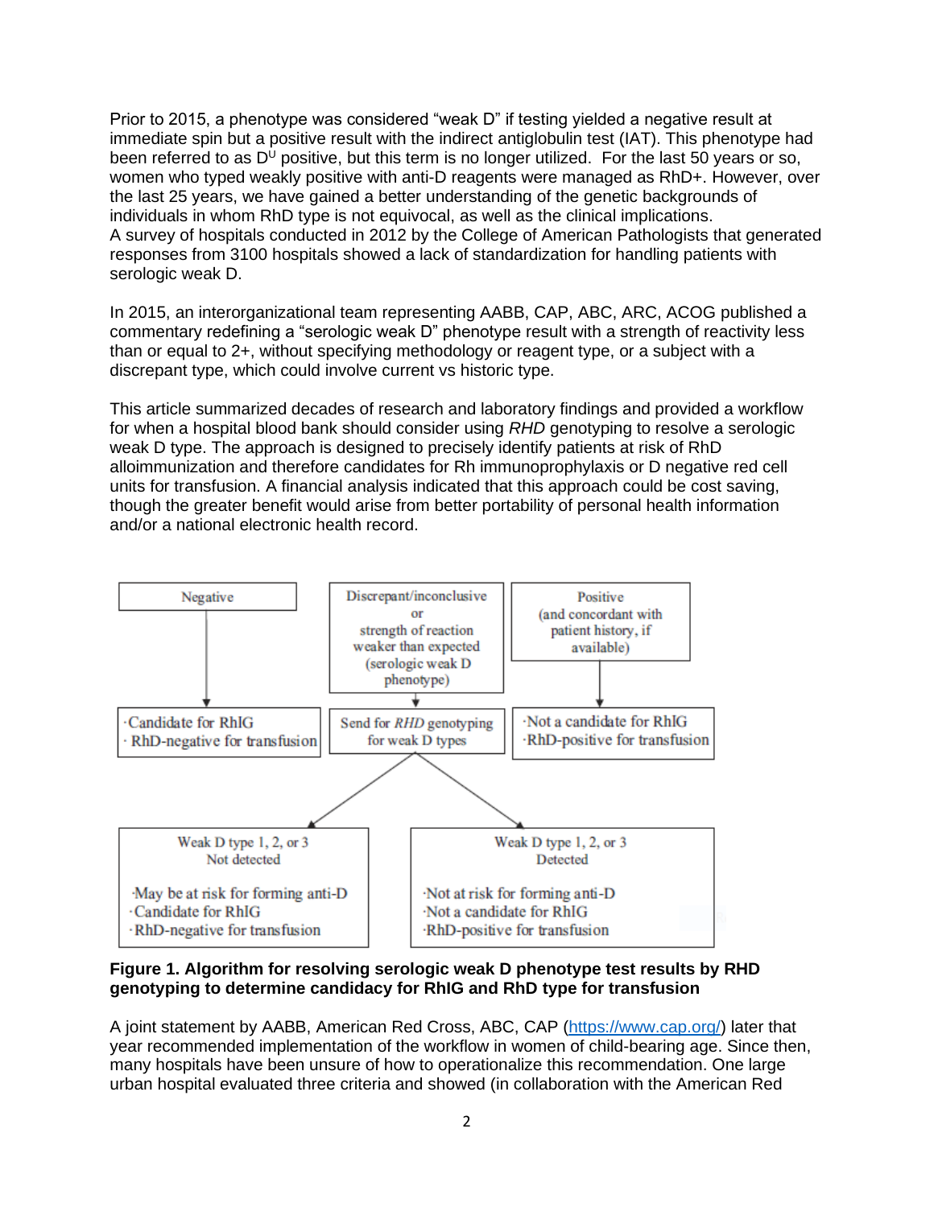Prior to 2015, a phenotype was considered "weak D" if testing yielded a negative result at immediate spin but a positive result with the indirect antiglobulin test (IAT). This phenotype had been referred to as $D^U$ positive, but this term is no longer utilized. For the last 50 years or so, women who typed weakly positive with anti-D reagents were managed as RhD+. However, over the last 25 years, we have gained a better understanding of the genetic backgrounds of individuals in whom RhD type is not equivocal, as well as the clinical implications.
A survey of hospitals conducted in 2012 by the College of American Pathologists that generated responses from 3100 hospitals showed a lack of standardization for handling patients with serologic weak D.

In 2015, an interorganizational team representing AABB, CAP, ABC, ARC, ACOG published a commentary redefining a "serologic weak D" phenotype result with a strength of reactivity less than or equal to 2+, without specifying methodology or reagent type, or a subject with a discrepant type, which could involve current vs historic type.

This article summarized decades of research and laboratory findings and provided a workflow for when a hospital blood bank should consider using *RHD* genotyping to resolve a serologic weak D type. The approach is designed to precisely identify patients at risk of RhD alloimmunization and therefore candidates for Rh immunoprophylaxis or D negative red cell units for transfusion. A financial analysis indicated that this approach could be cost saving, though the greater benefit would arise from better portability of personal health information and/or a national electronic health record.

Negative → ·Candidate for RhIG ·RhD-negative for transfusion

Discrepant/inconclusive or strength of reaction weaker than expected (serologic weak D phenotype) → Send for *RHD* genotyping for weak D types

- Weak D type 1, 2, or 3 Not detected: ·May be at risk for forming anti-D ·Candidate for RhIG ·RhD-negative for transfusion
- Weak D type 1, 2, or 3 Detected: ·Not at risk for forming anti-D ·Not a candidate for RhIG ·RhD-positive for transfusion

Positive (and concordant with patient history, if available) → ·Not a candidate for RhIG ·RhD-positive for transfusion

**Figure 1. Algorithm for resolving serologic weak D phenotype test results by RHD genotyping to determine candidacy for RhIG and RhD type for transfusion**

A joint statement by AABB, American Red Cross, ABC, CAP (https://www.cap.org/) later that year recommended implementation of the workflow in women of child-bearing age. Since then, many hospitals have been unsure of how to operationalize this recommendation. One large urban hospital evaluated three criteria and showed (in collaboration with the American Red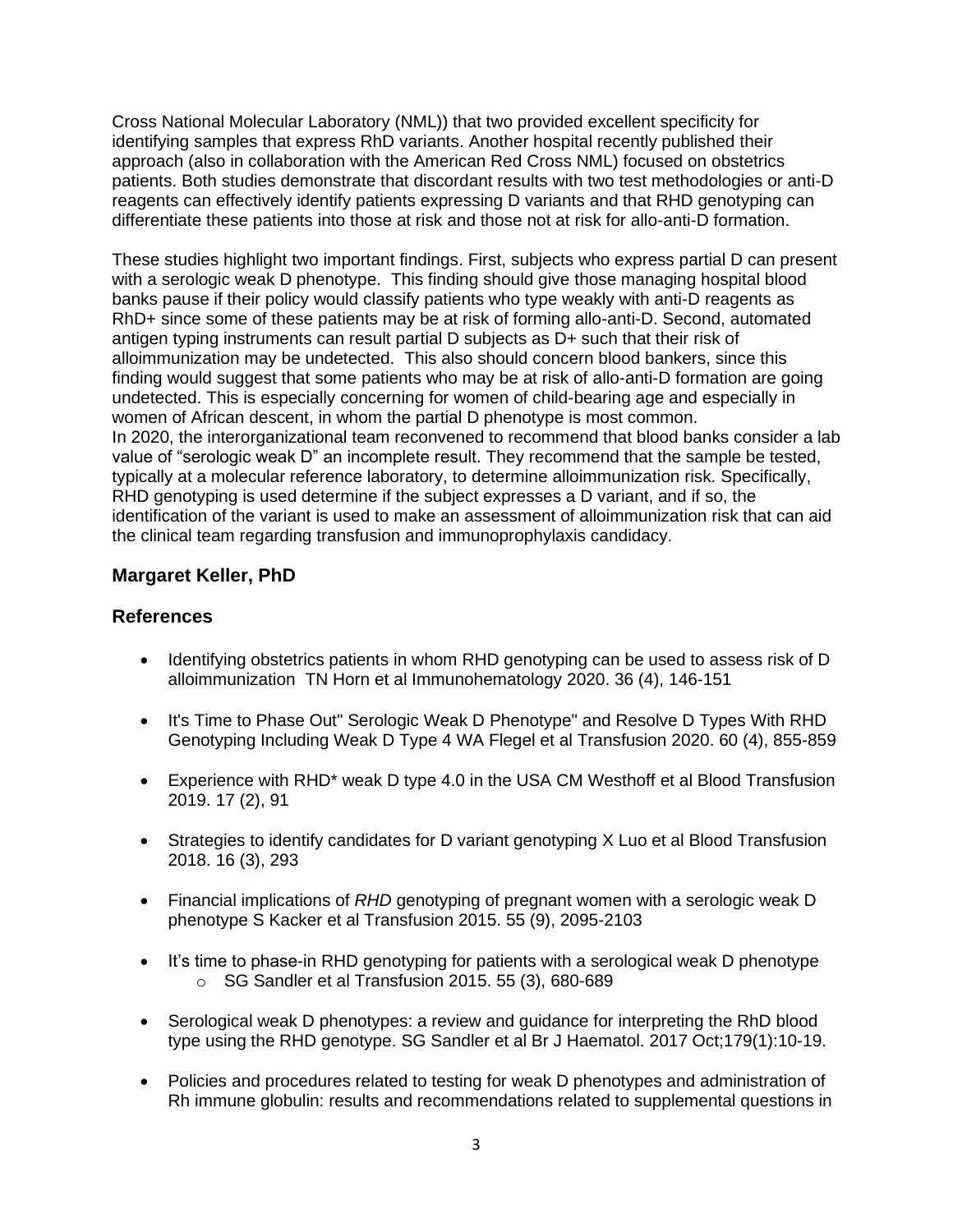Cross National Molecular Laboratory (NML)) that two provided excellent specificity for identifying samples that express RhD variants. Another hospital recently published their approach (also in collaboration with the American Red Cross NML) focused on obstetrics patients. Both studies demonstrate that discordant results with two test methodologies or anti-D reagents can effectively identify patients expressing D variants and that RHD genotyping can differentiate these patients into those at risk and those not at risk for allo-anti-D formation.

These studies highlight two important findings. First, subjects who express partial D can present with a serologic weak D phenotype. This finding should give those managing hospital blood banks pause if their policy would classify patients who type weakly with anti-D reagents as RhD+ since some of these patients may be at risk of forming allo-anti-D. Second, automated antigen typing instruments can result partial D subjects as D+ such that their risk of alloimmunization may be undetected. This also should concern blood bankers, since this finding would suggest that some patients who may be at risk of allo-anti-D formation are going undetected. This is especially concerning for women of child-bearing age and especially in women of African descent, in whom the partial D phenotype is most common.
In 2020, the interorganizational team reconvened to recommend that blood banks consider a lab value of "serologic weak D" an incomplete result. They recommend that the sample be tested, typically at a molecular reference laboratory, to determine alloimmunization risk. Specifically, RHD genotyping is used determine if the subject expresses a D variant, and if so, the identification of the variant is used to make an assessment of alloimmunization risk that can aid the clinical team regarding transfusion and immunoprophylaxis candidacy.

**Margaret Keller, PhD**

## References

- Identifying obstetrics patients in whom RHD genotyping can be used to assess risk of D alloimmunization TN Horn et al Immunohematology 2020. 36 (4), 146-151
- It's Time to Phase Out" Serologic Weak D Phenotype" and Resolve D Types With RHD Genotyping Including Weak D Type 4 WA Flegel et al Transfusion 2020. 60 (4), 855-859
- Experience with RHD* weak D type 4.0 in the USA CM Westhoff et al Blood Transfusion 2019. 17 (2), 91
- Strategies to identify candidates for D variant genotyping X Luo et al Blood Transfusion 2018. 16 (3), 293
- Financial implications of *RHD* genotyping of pregnant women with a serologic weak D phenotype S Kacker et al Transfusion 2015. 55 (9), 2095-2103
- It's time to phase-in RHD genotyping for patients with a serological weak D phenotype
  - SG Sandler et al Transfusion 2015. 55 (3), 680-689
- Serological weak D phenotypes: a review and guidance for interpreting the RhD blood type using the RHD genotype. SG Sandler et al Br J Haematol. 2017 Oct;179(1):10-19.
- Policies and procedures related to testing for weak D phenotypes and administration of Rh immune globulin: results and recommendations related to supplemental questions in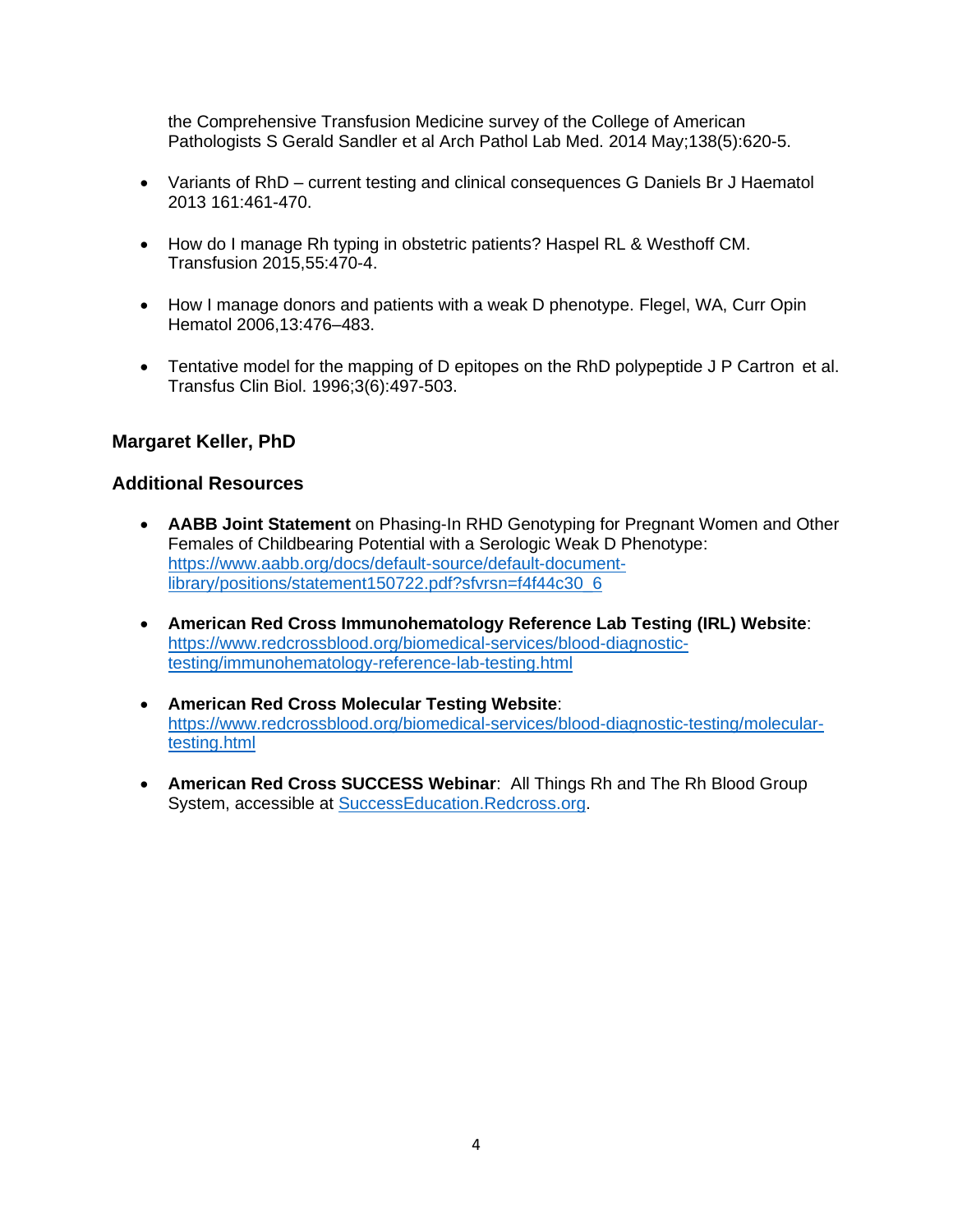the Comprehensive Transfusion Medicine survey of the College of American Pathologists S Gerald Sandler et al Arch Pathol Lab Med. 2014 May;138(5):620-5.

- Variants of RhD – current testing and clinical consequences G Daniels Br J Haematol 2013 161:461-470.

- How do I manage Rh typing in obstetric patients? Haspel RL & Westhoff CM. Transfusion 2015,55:470-4.

- How I manage donors and patients with a weak D phenotype. Flegel, WA, Curr Opin Hematol 2006,13:476–483.

- Tentative model for the mapping of D epitopes on the RhD polypeptide J P Cartron et al. Transfus Clin Biol. 1996;3(6):497-503.

### Margaret Keller, PhD

### Additional Resources

- **AABB Joint Statement** on Phasing-In RHD Genotyping for Pregnant Women and Other Females of Childbearing Potential with a Serologic Weak D Phenotype: https://www.aabb.org/docs/default-source/default-document-library/positions/statement150722.pdf?sfvrsn=f4f44c30_6

- **American Red Cross Immunohematology Reference Lab Testing (IRL) Website**: https://www.redcrossblood.org/biomedical-services/blood-diagnostic-testing/immunohematology-reference-lab-testing.html

- **American Red Cross Molecular Testing Website**: https://www.redcrossblood.org/biomedical-services/blood-diagnostic-testing/molecular-testing.html

- **American Red Cross SUCCESS Webinar**: All Things Rh and The Rh Blood Group System, accessible at SuccessEducation.Redcross.org.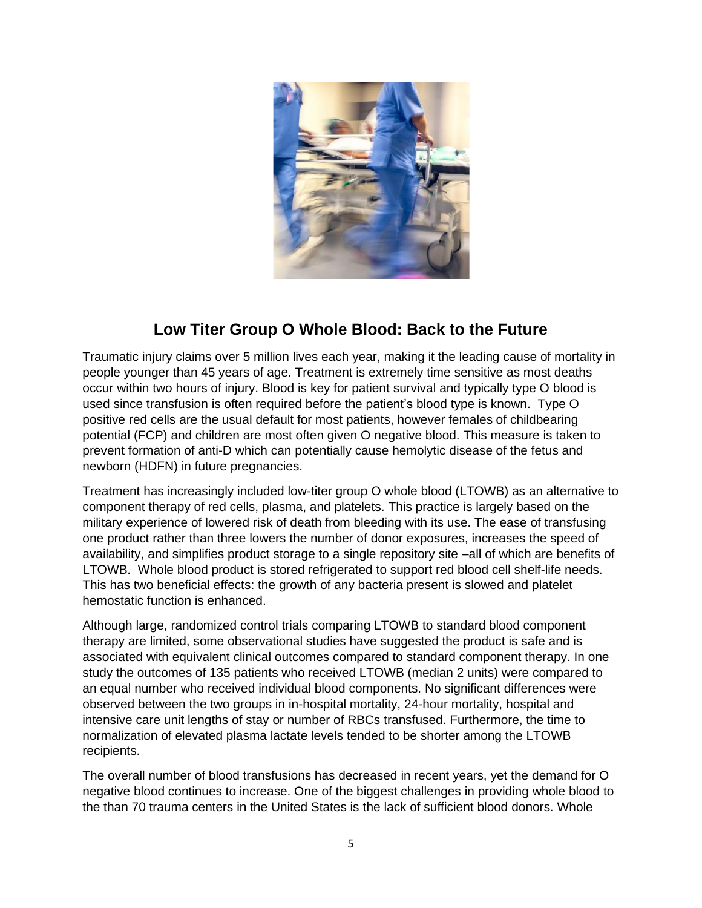## Low Titer Group O Whole Blood: Back to the Future

Traumatic injury claims over 5 million lives each year, making it the leading cause of mortality in people younger than 45 years of age. Treatment is extremely time sensitive as most deaths occur within two hours of injury. Blood is key for patient survival and typically type O blood is used since transfusion is often required before the patient's blood type is known. Type O positive red cells are the usual default for most patients, however females of childbearing potential (FCP) and children are most often given O negative blood. This measure is taken to prevent formation of anti-D which can potentially cause hemolytic disease of the fetus and newborn (HDFN) in future pregnancies.

Treatment has increasingly included low-titer group O whole blood (LTOWB) as an alternative to component therapy of red cells, plasma, and platelets. This practice is largely based on the military experience of lowered risk of death from bleeding with its use. The ease of transfusing one product rather than three lowers the number of donor exposures, increases the speed of availability, and simplifies product storage to a single repository site –all of which are benefits of LTOWB. Whole blood product is stored refrigerated to support red blood cell shelf-life needs. This has two beneficial effects: the growth of any bacteria present is slowed and platelet hemostatic function is enhanced.

Although large, randomized control trials comparing LTOWB to standard blood component therapy are limited, some observational studies have suggested the product is safe and is associated with equivalent clinical outcomes compared to standard component therapy. In one study the outcomes of 135 patients who received LTOWB (median 2 units) were compared to an equal number who received individual blood components. No significant differences were observed between the two groups in in-hospital mortality, 24-hour mortality, hospital and intensive care unit lengths of stay or number of RBCs transfused. Furthermore, the time to normalization of elevated plasma lactate levels tended to be shorter among the LTOWB recipients.

The overall number of blood transfusions has decreased in recent years, yet the demand for O negative blood continues to increase. One of the biggest challenges in providing whole blood to the than 70 trauma centers in the United States is the lack of sufficient blood donors. Whole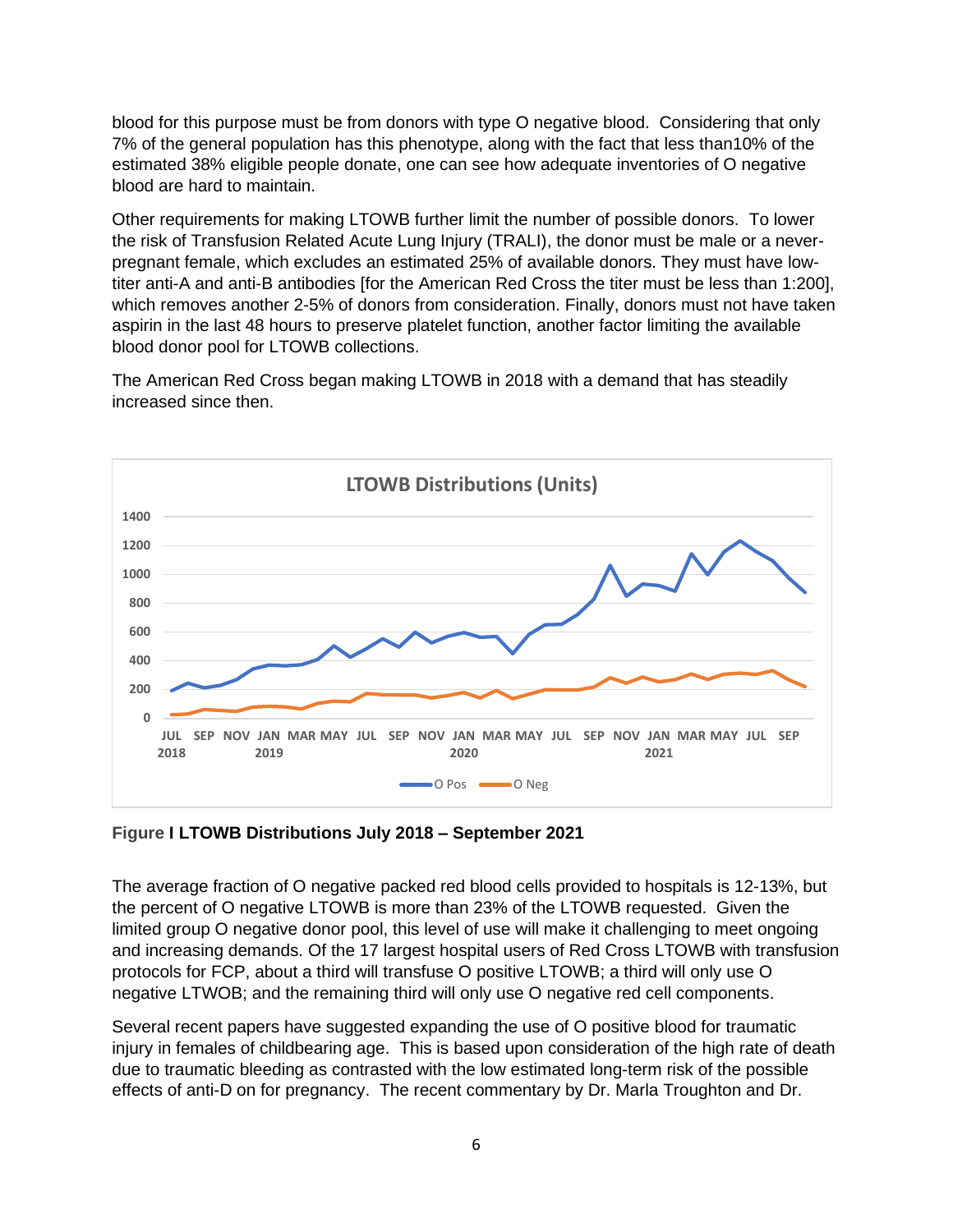blood for this purpose must be from donors with type O negative blood. Considering that only 7% of the general population has this phenotype, along with the fact that less than10% of the estimated 38% eligible people donate, one can see how adequate inventories of O negative blood are hard to maintain.

Other requirements for making LTOWB further limit the number of possible donors. To lower the risk of Transfusion Related Acute Lung Injury (TRALI), the donor must be male or a never-pregnant female, which excludes an estimated 25% of available donors. They must have low-titer anti-A and anti-B antibodies [for the American Red Cross the titer must be less than 1:200], which removes another 2-5% of donors from consideration. Finally, donors must not have taken aspirin in the last 48 hours to preserve platelet function, another factor limiting the available blood donor pool for LTOWB collections.

The American Red Cross began making LTOWB in 2018 with a demand that has steadily increased since then.

**Figure I LTOWB Distributions July 2018 – September 2021**

The average fraction of O negative packed red blood cells provided to hospitals is 12-13%, but the percent of O negative LTOWB is more than 23% of the LTOWB requested. Given the limited group O negative donor pool, this level of use will make it challenging to meet ongoing and increasing demands. Of the 17 largest hospital users of Red Cross LTOWB with transfusion protocols for FCP, about a third will transfuse O positive LTOWB; a third will only use O negative LTWOB; and the remaining third will only use O negative red cell components.

Several recent papers have suggested expanding the use of O positive blood for traumatic injury in females of childbearing age. This is based upon consideration of the high rate of death due to traumatic bleeding as contrasted with the low estimated long-term risk of the possible effects of anti-D on for pregnancy. The recent commentary by Dr. Marla Troughton and Dr.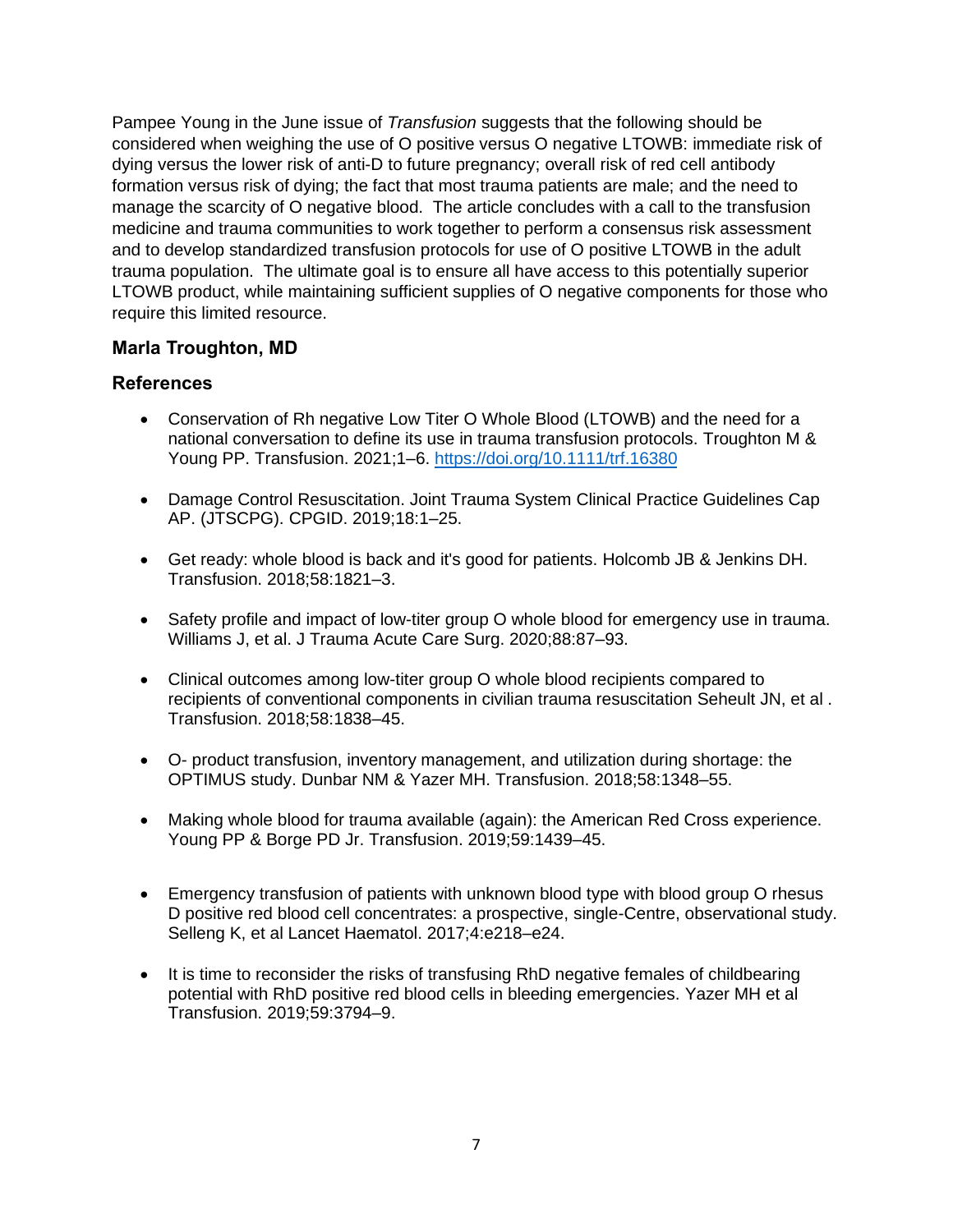Pampee Young in the June issue of *Transfusion* suggests that the following should be considered when weighing the use of O positive versus O negative LTOWB: immediate risk of dying versus the lower risk of anti-D to future pregnancy; overall risk of red cell antibody formation versus risk of dying; the fact that most trauma patients are male; and the need to manage the scarcity of O negative blood. The article concludes with a call to the transfusion medicine and trauma communities to work together to perform a consensus risk assessment and to develop standardized transfusion protocols for use of O positive LTOWB in the adult trauma population. The ultimate goal is to ensure all have access to this potentially superior LTOWB product, while maintaining sufficient supplies of O negative components for those who require this limited resource.

**Marla Troughton, MD**

### References

- Conservation of Rh negative Low Titer O Whole Blood (LTOWB) and the need for a national conversation to define its use in trauma transfusion protocols. Troughton M & Young PP. Transfusion. 2021;1–6. https://doi.org/10.1111/trf.16380
- Damage Control Resuscitation. Joint Trauma System Clinical Practice Guidelines Cap AP. (JTSCPG). CPGID. 2019;18:1–25.
- Get ready: whole blood is back and it's good for patients. Holcomb JB & Jenkins DH. Transfusion. 2018;58:1821–3.
- Safety profile and impact of low-titer group O whole blood for emergency use in trauma. Williams J, et al. J Trauma Acute Care Surg. 2020;88:87–93.
- Clinical outcomes among low-titer group O whole blood recipients compared to recipients of conventional components in civilian trauma resuscitation Seheult JN, et al . Transfusion. 2018;58:1838–45.
- O- product transfusion, inventory management, and utilization during shortage: the OPTIMUS study. Dunbar NM & Yazer MH. Transfusion. 2018;58:1348–55.
- Making whole blood for trauma available (again): the American Red Cross experience. Young PP & Borge PD Jr. Transfusion. 2019;59:1439–45.
- Emergency transfusion of patients with unknown blood type with blood group O rhesus D positive red blood cell concentrates: a prospective, single-Centre, observational study. Selleng K, et al Lancet Haematol. 2017;4:e218–e24.
- It is time to reconsider the risks of transfusing RhD negative females of childbearing potential with RhD positive red blood cells in bleeding emergencies. Yazer MH et al Transfusion. 2019;59:3794–9.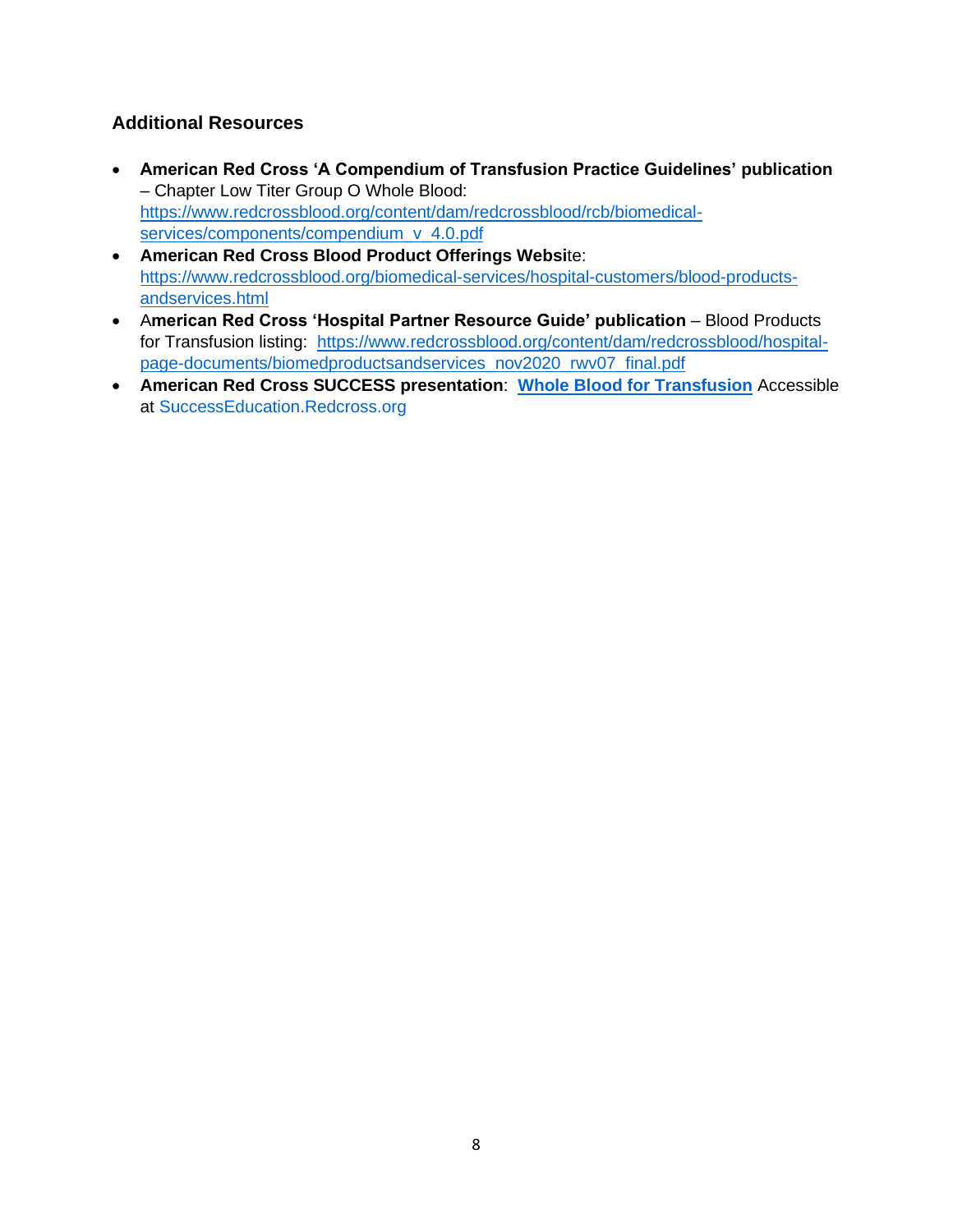## Additional Resources

- **American Red Cross 'A Compendium of Transfusion Practice Guidelines' publication** – Chapter Low Titer Group O Whole Blood: https://www.redcrossblood.org/content/dam/redcrossblood/rcb/biomedical-services/components/compendium_v_4.0.pdf
- **American Red Cross Blood Product Offerings Websi**te: https://www.redcrossblood.org/biomedical-services/hospital-customers/blood-products-andservices.html
- A**merican Red Cross 'Hospital Partner Resource Guide' publication** – Blood Products for Transfusion listing: https://www.redcrossblood.org/content/dam/redcrossblood/hospital-page-documents/biomedproductsandservices_nov2020_rwv07_final.pdf
- **American Red Cross SUCCESS presentation**: **Whole Blood for Transfusion** Accessible at SuccessEducation.Redcross.org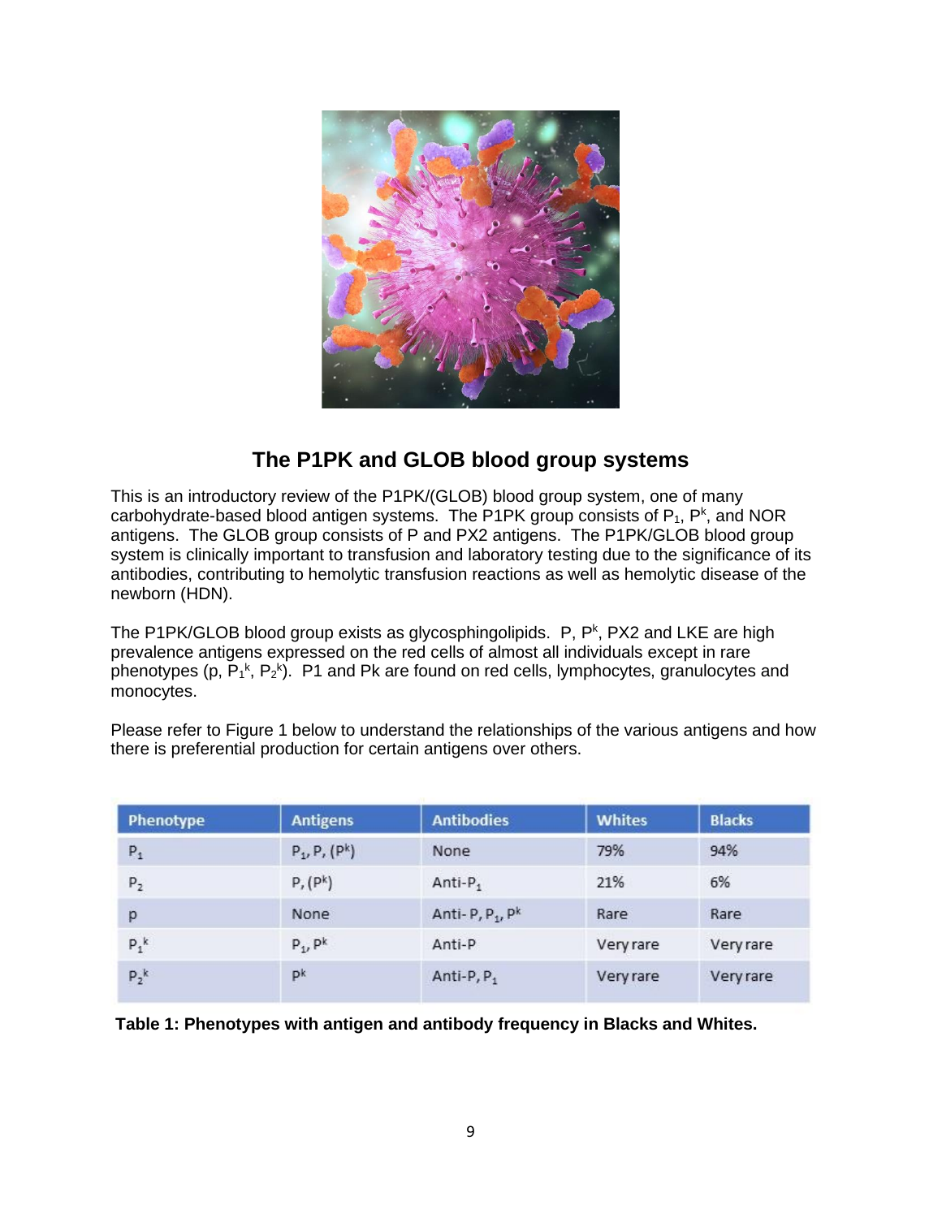# The P1PK and GLOB blood group systems

This is an introductory review of the P1PK/(GLOB) blood group system, one of many carbohydrate-based blood antigen systems. The P1PK group consists of $P_1$, $P^k$, and NOR antigens. The GLOB group consists of P and PX2 antigens. The P1PK/GLOB blood group system is clinically important to transfusion and laboratory testing due to the significance of its antibodies, contributing to hemolytic transfusion reactions as well as hemolytic disease of the newborn (HDN).

The P1PK/GLOB blood group exists as glycosphingolipids. P, $P^k$, PX2 and LKE are high prevalence antigens expressed on the red cells of almost all individuals except in rare phenotypes (p, $P_1^k$, $P_2^k$). P1 and Pk are found on red cells, lymphocytes, granulocytes and monocytes.

Please refer to Figure 1 below to understand the relationships of the various antigens and how there is preferential production for certain antigens over others.

| Phenotype | Antigens | Antibodies | Whites | Blacks |
|---|---|---|---|---|
| $P_1$ | $P_1$, P, ($P^k$) | None | 79% | 94% |
| $P_2$ | P, ($P^k$) | Anti-$P_1$ | 21% | 6% |
| p | None | Anti- P, $P_1$, $P^k$ | Rare | Rare |
| $P_1^k$ | $P_1$, $P^k$ | Anti-P | Very rare | Very rare |
| $P_2^k$ | $P^k$ | Anti-P, $P_1$ | Very rare | Very rare |

**Table 1: Phenotypes with antigen and antibody frequency in Blacks and Whites.**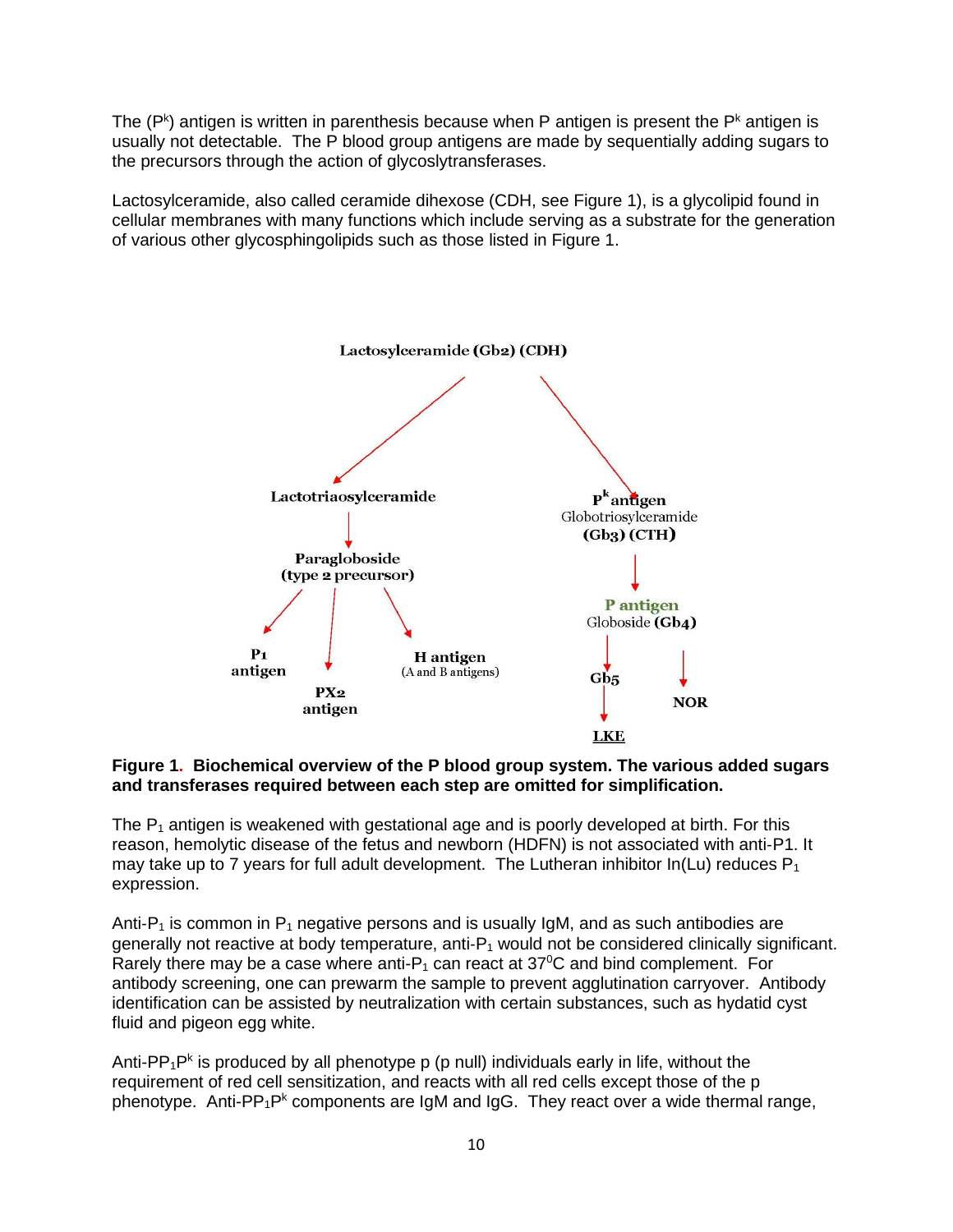The ($P^k$) antigen is written in parenthesis because when P antigen is present the $P^k$ antigen is usually not detectable. The P blood group antigens are made by sequentially adding sugars to the precursors through the action of glycoslytransferases.

Lactosylceramide, also called ceramide dihexose (CDH, see Figure 1), is a glycolipid found in cellular membranes with many functions which include serving as a substrate for the generation of various other glycosphingolipids such as those listed in Figure 1.

- **Lactosylceramide (Gb2) (CDH)**
  - **Lactotriaosylceramide**
    - **Paragloboside (type 2 precursor)**
      - **$P_1$ antigen**
      - **PX2 antigen**
      - **H antigen** (A and B antigens)
  - **$P^k$ antigen** Globotriosylceramide **(Gb3) (CTH)**
    - **P antigen** Globoside **(Gb4)**
      - **Gb5**
        - **LKE**
      - **NOR**

**Figure 1. Biochemical overview of the P blood group system. The various added sugars and transferases required between each step are omitted for simplification.**

The $P_1$ antigen is weakened with gestational age and is poorly developed at birth. For this reason, hemolytic disease of the fetus and newborn (HDFN) is not associated with anti-P1. It may take up to 7 years for full adult development. The Lutheran inhibitor In(Lu) reduces $P_1$ expression.

Anti-$P_1$ is common in $P_1$ negative persons and is usually IgM, and as such antibodies are generally not reactive at body temperature, anti-$P_1$ would not be considered clinically significant. Rarely there may be a case where anti-$P_1$ can react at 37$^0$C and bind complement. For antibody screening, one can prewarm the sample to prevent agglutination carryover. Antibody identification can be assisted by neutralization with certain substances, such as hydatid cyst fluid and pigeon egg white.

Anti-$PP_1P^k$ is produced by all phenotype p (p null) individuals early in life, without the requirement of red cell sensitization, and reacts with all red cells except those of the p phenotype. Anti-$PP_1P^k$ components are IgM and IgG. They react over a wide thermal range,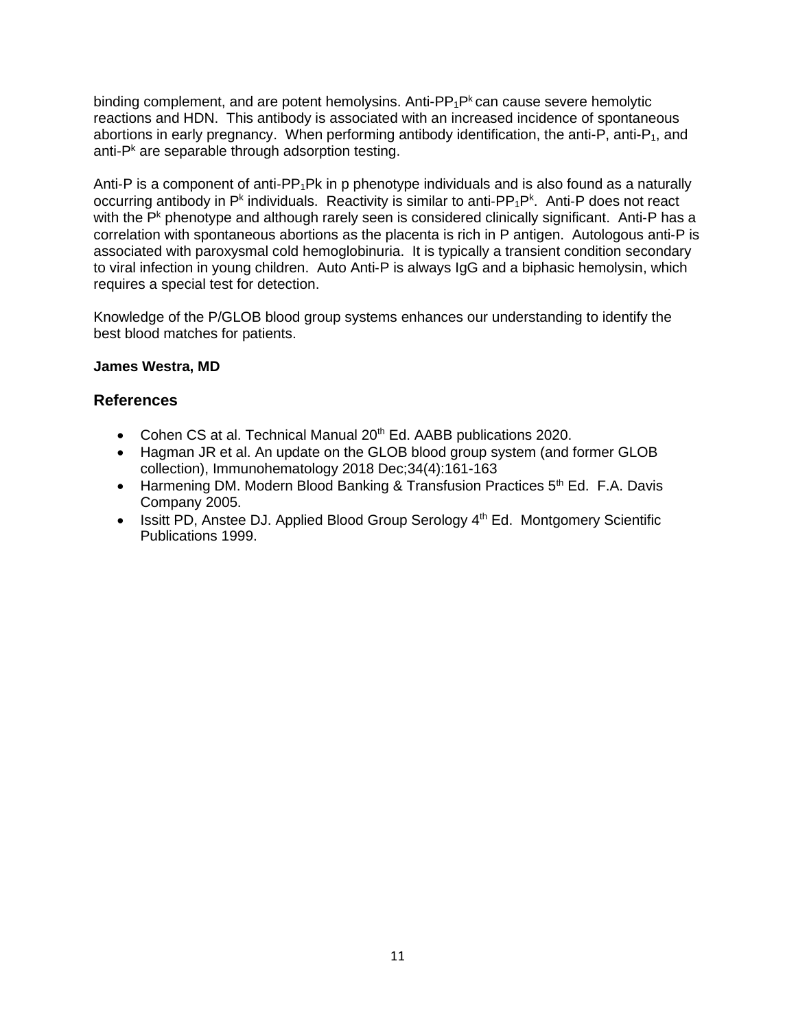binding complement, and are potent hemolysins. Anti-$PP_1P^k$ can cause severe hemolytic reactions and HDN. This antibody is associated with an increased incidence of spontaneous abortions in early pregnancy. When performing antibody identification, the anti-P, anti-$P_1$, and anti-$P^k$ are separable through adsorption testing.

Anti-P is a component of anti-$PP_1Pk$ in p phenotype individuals and is also found as a naturally occurring antibody in $P^k$ individuals. Reactivity is similar to anti-$PP_1P^k$. Anti-P does not react with the $P^k$ phenotype and although rarely seen is considered clinically significant. Anti-P has a correlation with spontaneous abortions as the placenta is rich in P antigen. Autologous anti-P is associated with paroxysmal cold hemoglobinuria. It is typically a transient condition secondary to viral infection in young children. Auto Anti-P is always IgG and a biphasic hemolysin, which requires a special test for detection.

Knowledge of the P/GLOB blood group systems enhances our understanding to identify the best blood matches for patients.

**James Westra, MD**

## References

- Cohen CS at al. Technical Manual 20th Ed. AABB publications 2020.
- Hagman JR et al. An update on the GLOB blood group system (and former GLOB collection), Immunohematology 2018 Dec;34(4):161-163
- Harmening DM. Modern Blood Banking & Transfusion Practices 5th Ed. F.A. Davis Company 2005.
- Issitt PD, Anstee DJ. Applied Blood Group Serology 4th Ed. Montgomery Scientific Publications 1999.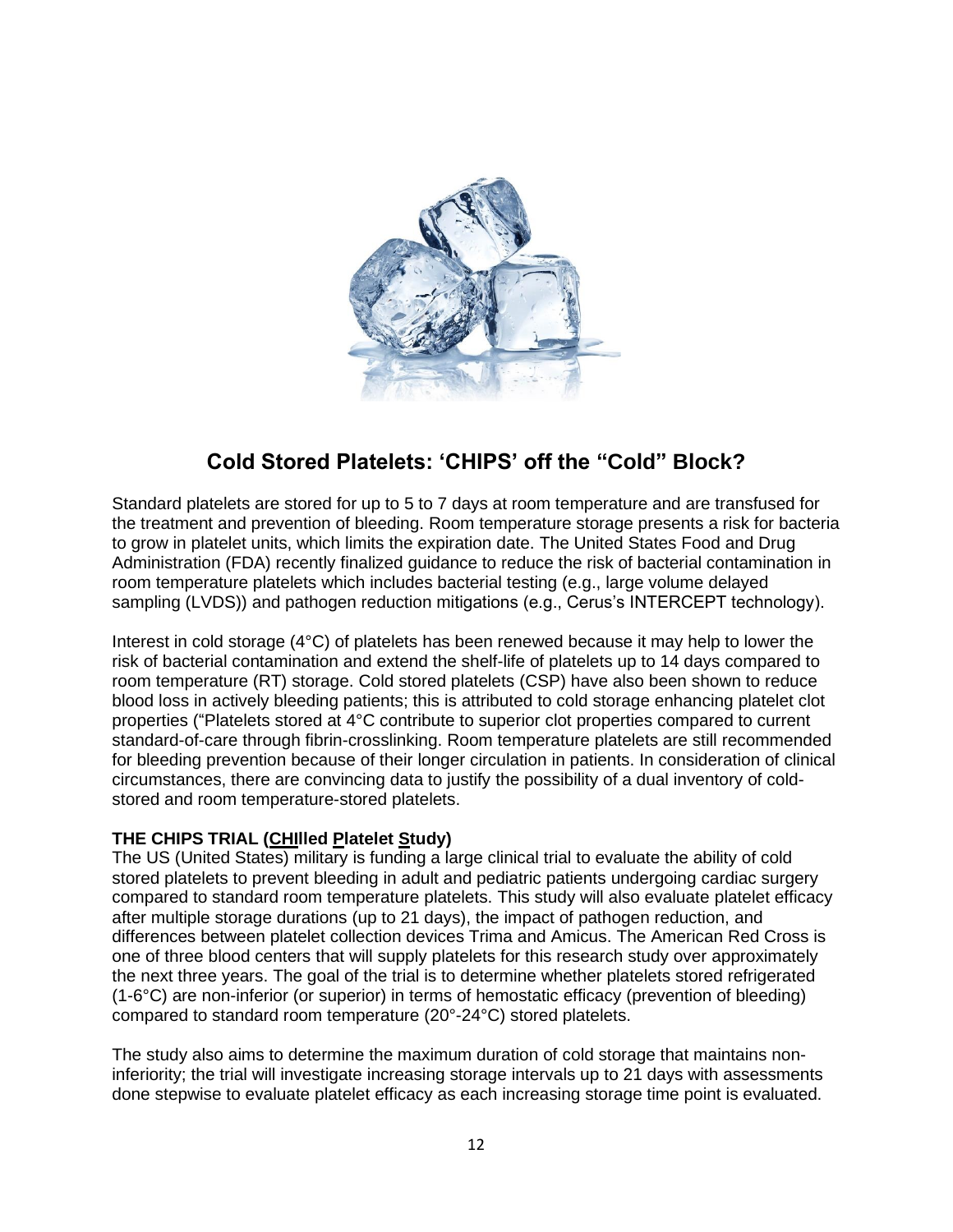## Cold Stored Platelets: 'CHIPS' off the "Cold" Block?

Standard platelets are stored for up to 5 to 7 days at room temperature and are transfused for the treatment and prevention of bleeding. Room temperature storage presents a risk for bacteria to grow in platelet units, which limits the expiration date. The United States Food and Drug Administration (FDA) recently finalized guidance to reduce the risk of bacterial contamination in room temperature platelets which includes bacterial testing (e.g., large volume delayed sampling (LVDS)) and pathogen reduction mitigations (e.g., Cerus's INTERCEPT technology).

Interest in cold storage (4°C) of platelets has been renewed because it may help to lower the risk of bacterial contamination and extend the shelf-life of platelets up to 14 days compared to room temperature (RT) storage. Cold stored platelets (CSP) have also been shown to reduce blood loss in actively bleeding patients; this is attributed to cold storage enhancing platelet clot properties ("Platelets stored at 4°C contribute to superior clot properties compared to current standard-of-care through fibrin-crosslinking. Room temperature platelets are still recommended for bleeding prevention because of their longer circulation in patients. In consideration of clinical circumstances, there are convincing data to justify the possibility of a dual inventory of cold-stored and room temperature-stored platelets.

**THE CHIPS TRIAL (CHIlled Platelet Study)**

The US (United States) military is funding a large clinical trial to evaluate the ability of cold stored platelets to prevent bleeding in adult and pediatric patients undergoing cardiac surgery compared to standard room temperature platelets. This study will also evaluate platelet efficacy after multiple storage durations (up to 21 days), the impact of pathogen reduction, and differences between platelet collection devices Trima and Amicus. The American Red Cross is one of three blood centers that will supply platelets for this research study over approximately the next three years. The goal of the trial is to determine whether platelets stored refrigerated (1-6°C) are non-inferior (or superior) in terms of hemostatic efficacy (prevention of bleeding) compared to standard room temperature (20°-24°C) stored platelets.

The study also aims to determine the maximum duration of cold storage that maintains non-inferiority; the trial will investigate increasing storage intervals up to 21 days with assessments done stepwise to evaluate platelet efficacy as each increasing storage time point is evaluated.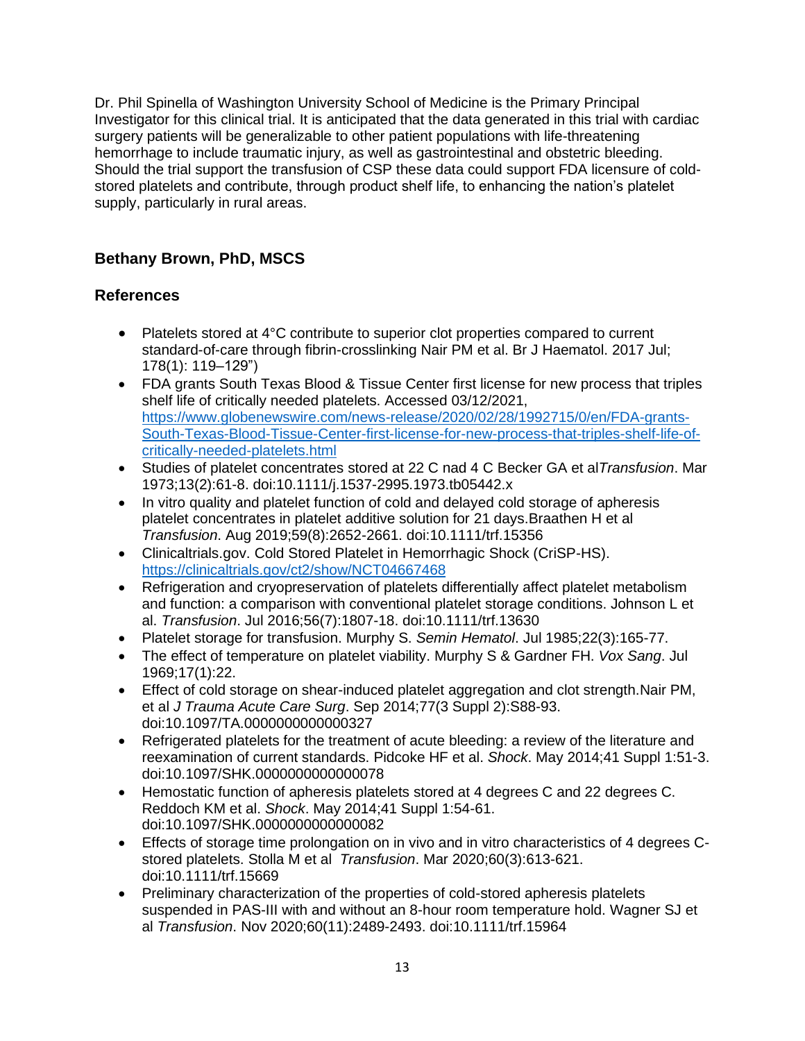Dr. Phil Spinella of Washington University School of Medicine is the Primary Principal Investigator for this clinical trial. It is anticipated that the data generated in this trial with cardiac surgery patients will be generalizable to other patient populations with life-threatening hemorrhage to include traumatic injury, as well as gastrointestinal and obstetric bleeding. Should the trial support the transfusion of CSP these data could support FDA licensure of cold-stored platelets and contribute, through product shelf life, to enhancing the nation's platelet supply, particularly in rural areas.

### Bethany Brown, PhD, MSCS

### References

- Platelets stored at 4°C contribute to superior clot properties compared to current standard-of-care through fibrin-crosslinking Nair PM et al. Br J Haematol. 2017 Jul; 178(1): 119–129")
- FDA grants South Texas Blood & Tissue Center first license for new process that triples shelf life of critically needed platelets. Accessed 03/12/2021, [https://www.globenewswire.com/news-release/2020/02/28/1992715/0/en/FDA-grants-South-Texas-Blood-Tissue-Center-first-license-for-new-process-that-triples-shelf-life-of-critically-needed-platelets.html](https://www.globenewswire.com/news-release/2020/02/28/1992715/0/en/FDA-grants-South-Texas-Blood-Tissue-Center-first-license-for-new-process-that-triples-shelf-life-of-critically-needed-platelets.html)
- Studies of platelet concentrates stored at 22 C nad 4 C Becker GA et al*Transfusion*. Mar 1973;13(2):61-8. doi:10.1111/j.1537-2995.1973.tb05442.x
- In vitro quality and platelet function of cold and delayed cold storage of apheresis platelet concentrates in platelet additive solution for 21 days.Braathen H et al *Transfusion*. Aug 2019;59(8):2652-2661. doi:10.1111/trf.15356
- Clinicaltrials.gov. Cold Stored Platelet in Hemorrhagic Shock (CriSP-HS). [https://clinicaltrials.gov/ct2/show/NCT04667468](https://clinicaltrials.gov/ct2/show/NCT04667468)
- Refrigeration and cryopreservation of platelets differentially affect platelet metabolism and function: a comparison with conventional platelet storage conditions. Johnson L et al. *Transfusion*. Jul 2016;56(7):1807-18. doi:10.1111/trf.13630
- Platelet storage for transfusion. Murphy S. *Semin Hematol*. Jul 1985;22(3):165-77.
- The effect of temperature on platelet viability. Murphy S & Gardner FH. *Vox Sang*. Jul 1969;17(1):22.
- Effect of cold storage on shear-induced platelet aggregation and clot strength.Nair PM, et al *J Trauma Acute Care Surg*. Sep 2014;77(3 Suppl 2):S88-93. doi:10.1097/TA.0000000000000327
- Refrigerated platelets for the treatment of acute bleeding: a review of the literature and reexamination of current standards. Pidcoke HF et al. *Shock*. May 2014;41 Suppl 1:51-3. doi:10.1097/SHK.0000000000000078
- Hemostatic function of apheresis platelets stored at 4 degrees C and 22 degrees C. Reddoch KM et al. *Shock*. May 2014;41 Suppl 1:54-61. doi:10.1097/SHK.0000000000000082
- Effects of storage time prolongation on in vivo and in vitro characteristics of 4 degrees C-stored platelets. Stolla M et al *Transfusion*. Mar 2020;60(3):613-621. doi:10.1111/trf.15669
- Preliminary characterization of the properties of cold-stored apheresis platelets suspended in PAS-III with and without an 8-hour room temperature hold. Wagner SJ et al *Transfusion*. Nov 2020;60(11):2489-2493. doi:10.1111/trf.15964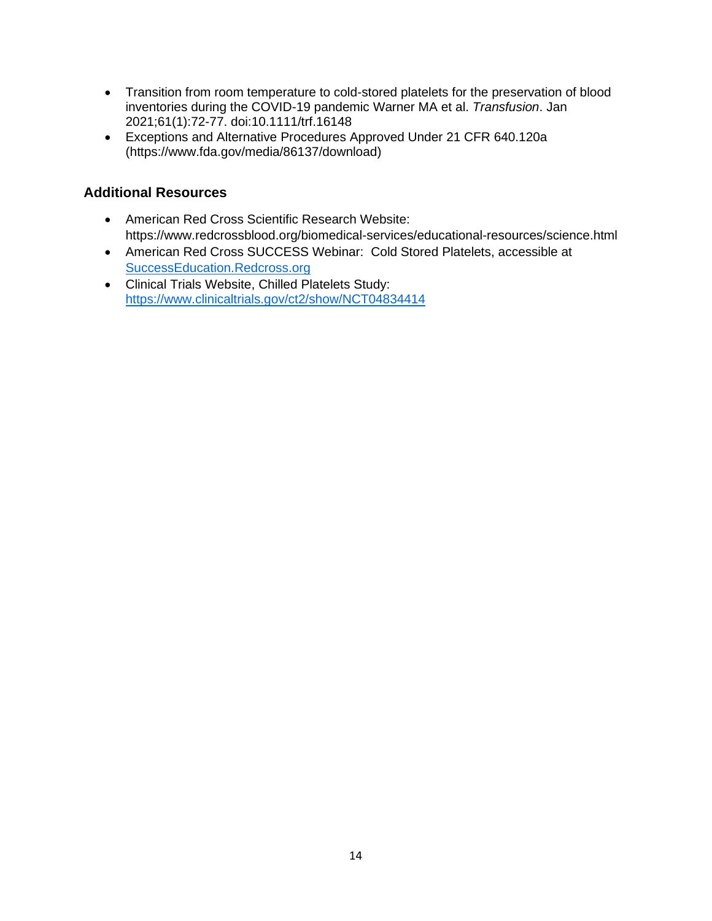- Transition from room temperature to cold-stored platelets for the preservation of blood inventories during the COVID-19 pandemic Warner MA et al. *Transfusion*. Jan 2021;61(1):72-77. doi:10.1111/trf.16148
- Exceptions and Alternative Procedures Approved Under 21 CFR 640.120a (https://www.fda.gov/media/86137/download)

## Additional Resources

- American Red Cross Scientific Research Website: https://www.redcrossblood.org/biomedical-services/educational-resources/science.html
- American Red Cross SUCCESS Webinar: Cold Stored Platelets, accessible at SuccessEducation.Redcross.org
- Clinical Trials Website, Chilled Platelets Study: https://www.clinicaltrials.gov/ct2/show/NCT04834414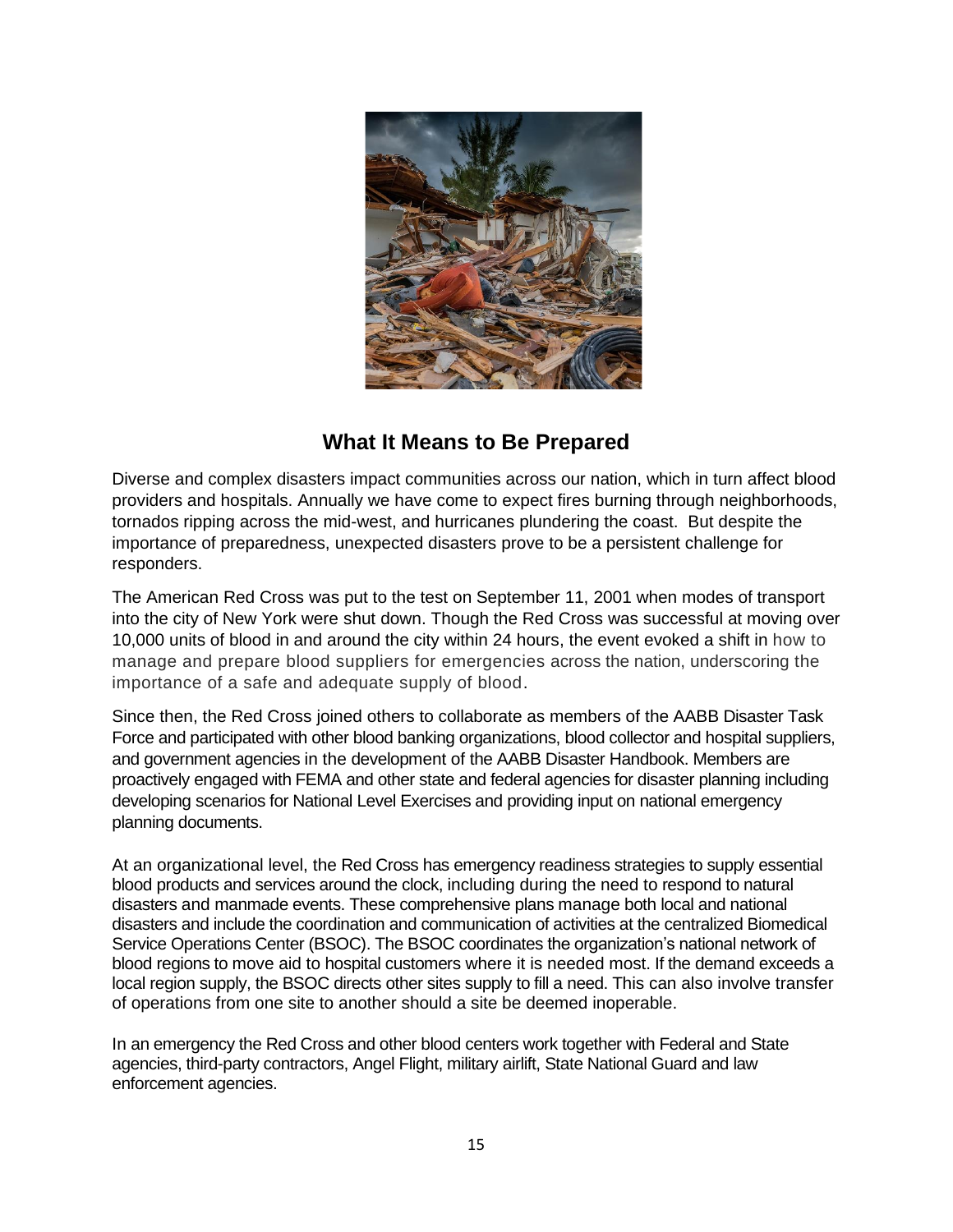## What It Means to Be Prepared

Diverse and complex disasters impact communities across our nation, which in turn affect blood providers and hospitals. Annually we have come to expect fires burning through neighborhoods, tornados ripping across the mid-west, and hurricanes plundering the coast. But despite the importance of preparedness, unexpected disasters prove to be a persistent challenge for responders.

The American Red Cross was put to the test on September 11, 2001 when modes of transport into the city of New York were shut down. Though the Red Cross was successful at moving over 10,000 units of blood in and around the city within 24 hours, the event evoked a shift in how to manage and prepare blood suppliers for emergencies across the nation, underscoring the importance of a safe and adequate supply of blood.

Since then, the Red Cross joined others to collaborate as members of the AABB Disaster Task Force and participated with other blood banking organizations, blood collector and hospital suppliers, and government agencies in the development of the AABB Disaster Handbook. Members are proactively engaged with FEMA and other state and federal agencies for disaster planning including developing scenarios for National Level Exercises and providing input on national emergency planning documents.

At an organizational level, the Red Cross has emergency readiness strategies to supply essential blood products and services around the clock, including during the need to respond to natural disasters and manmade events. These comprehensive plans manage both local and national disasters and include the coordination and communication of activities at the centralized Biomedical Service Operations Center (BSOC). The BSOC coordinates the organization's national network of blood regions to move aid to hospital customers where it is needed most. If the demand exceeds a local region supply, the BSOC directs other sites supply to fill a need. This can also involve transfer of operations from one site to another should a site be deemed inoperable.

In an emergency the Red Cross and other blood centers work together with Federal and State agencies, third-party contractors, Angel Flight, military airlift, State National Guard and law enforcement agencies.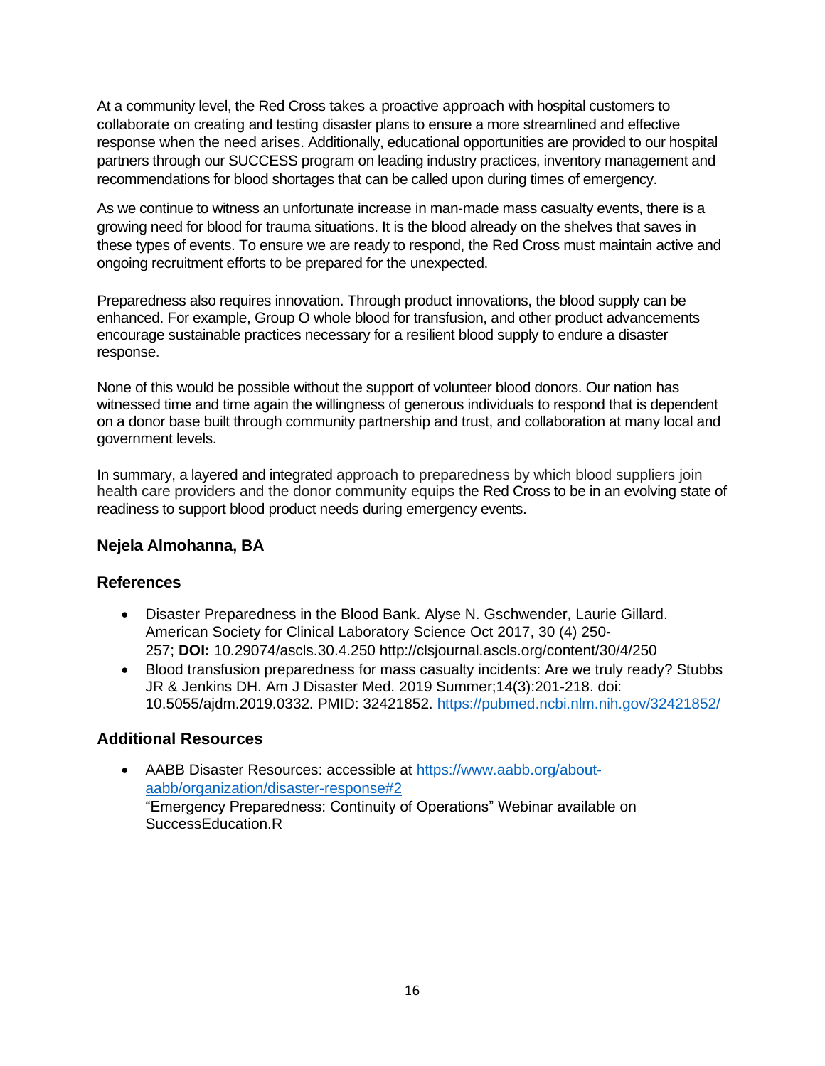At a community level, the Red Cross takes a proactive approach with hospital customers to collaborate on creating and testing disaster plans to ensure a more streamlined and effective response when the need arises. Additionally, educational opportunities are provided to our hospital partners through our SUCCESS program on leading industry practices, inventory management and recommendations for blood shortages that can be called upon during times of emergency.

As we continue to witness an unfortunate increase in man-made mass casualty events, there is a growing need for blood for trauma situations. It is the blood already on the shelves that saves in these types of events. To ensure we are ready to respond, the Red Cross must maintain active and ongoing recruitment efforts to be prepared for the unexpected.

Preparedness also requires innovation. Through product innovations, the blood supply can be enhanced. For example, Group O whole blood for transfusion, and other product advancements encourage sustainable practices necessary for a resilient blood supply to endure a disaster response.

None of this would be possible without the support of volunteer blood donors. Our nation has witnessed time and time again the willingness of generous individuals to respond that is dependent on a donor base built through community partnership and trust, and collaboration at many local and government levels.

In summary, a layered and integrated approach to preparedness by which blood suppliers join health care providers and the donor community equips the Red Cross to be in an evolving state of readiness to support blood product needs during emergency events.

**Nejela Almohanna, BA**

### References

- Disaster Preparedness in the Blood Bank. Alyse N. Gschwender, Laurie Gillard. American Society for Clinical Laboratory Science Oct 2017, 30 (4) 250-257; **DOI:** 10.29074/ascls.30.4.250 http://clsjournal.ascls.org/content/30/4/250
- Blood transfusion preparedness for mass casualty incidents: Are we truly ready? Stubbs JR & Jenkins DH. Am J Disaster Med. 2019 Summer;14(3):201-218. doi: 10.5055/ajdm.2019.0332. PMID: 32421852. https://pubmed.ncbi.nlm.nih.gov/32421852/

### Additional Resources

- AABB Disaster Resources: accessible at https://www.aabb.org/about-aabb/organization/disaster-response#2
  "Emergency Preparedness: Continuity of Operations" Webinar available on SuccessEducation.R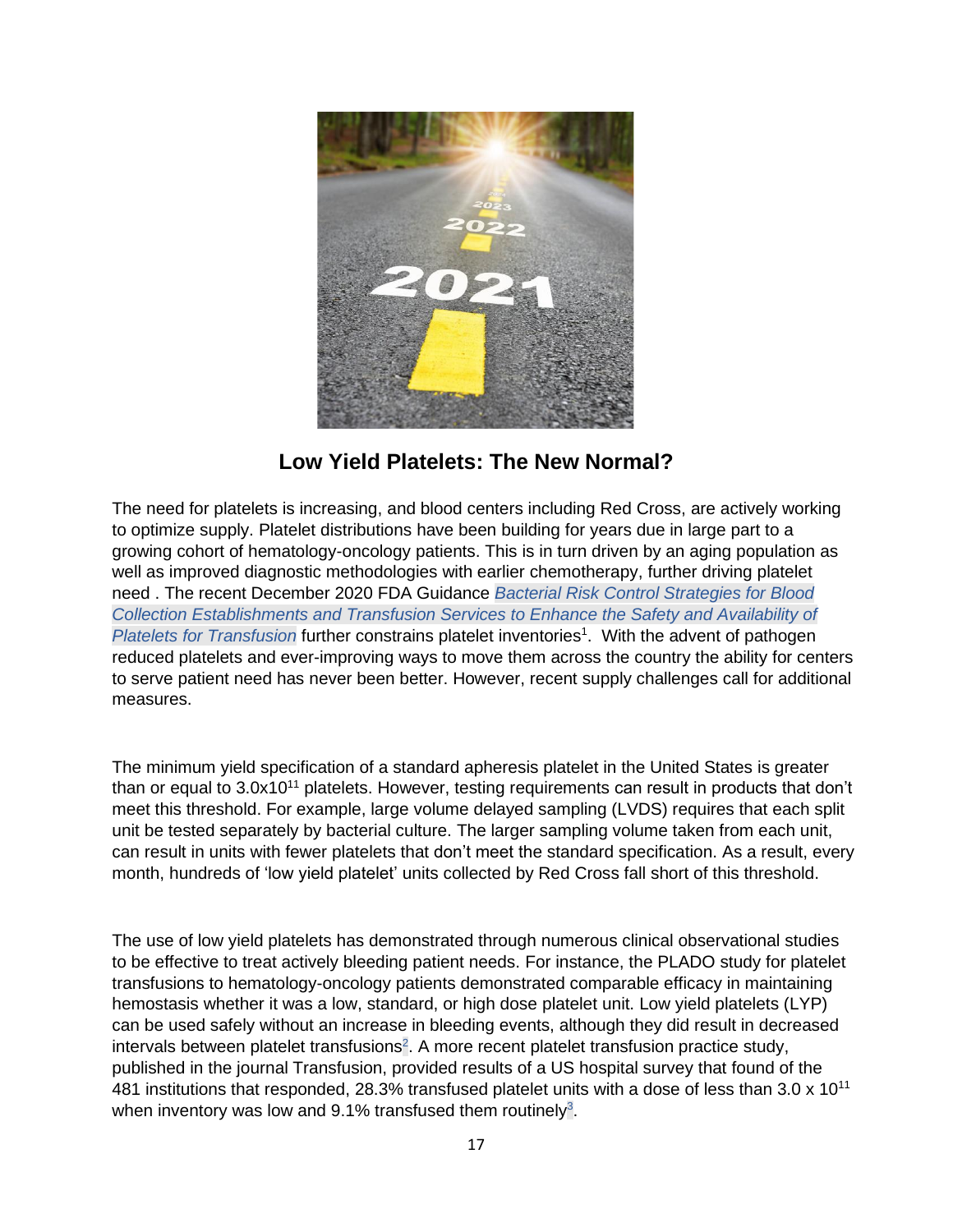## Low Yield Platelets: The New Normal?

The need for platelets is increasing, and blood centers including Red Cross, are actively working to optimize supply. Platelet distributions have been building for years due in large part to a growing cohort of hematology-oncology patients. This is in turn driven by an aging population as well as improved diagnostic methodologies with earlier chemotherapy, further driving platelet need . The recent December 2020 FDA Guidance *Bacterial Risk Control Strategies for Blood Collection Establishments and Transfusion Services to Enhance the Safety and Availability of Platelets for Transfusion* further constrains platelet inventories[1]. With the advent of pathogen reduced platelets and ever-improving ways to move them across the country the ability for centers to serve patient need has never been better. However, recent supply challenges call for additional measures.

The minimum yield specification of a standard apheresis platelet in the United States is greater than or equal to $3.0\times10^{11}$ platelets. However, testing requirements can result in products that don't meet this threshold. For example, large volume delayed sampling (LVDS) requires that each split unit be tested separately by bacterial culture. The larger sampling volume taken from each unit, can result in units with fewer platelets that don't meet the standard specification. As a result, every month, hundreds of 'low yield platelet' units collected by Red Cross fall short of this threshold.

The use of low yield platelets has demonstrated through numerous clinical observational studies to be effective to treat actively bleeding patient needs. For instance, the PLADO study for platelet transfusions to hematology-oncology patients demonstrated comparable efficacy in maintaining hemostasis whether it was a low, standard, or high dose platelet unit. Low yield platelets (LYP) can be used safely without an increase in bleeding events, although they did result in decreased intervals between platelet transfusions[2]. A more recent platelet transfusion practice study, published in the journal Transfusion, provided results of a US hospital survey that found of the 481 institutions that responded, 28.3% transfused platelet units with a dose of less than $3.0 \times 10^{11}$ when inventory was low and 9.1% transfused them routinely[3].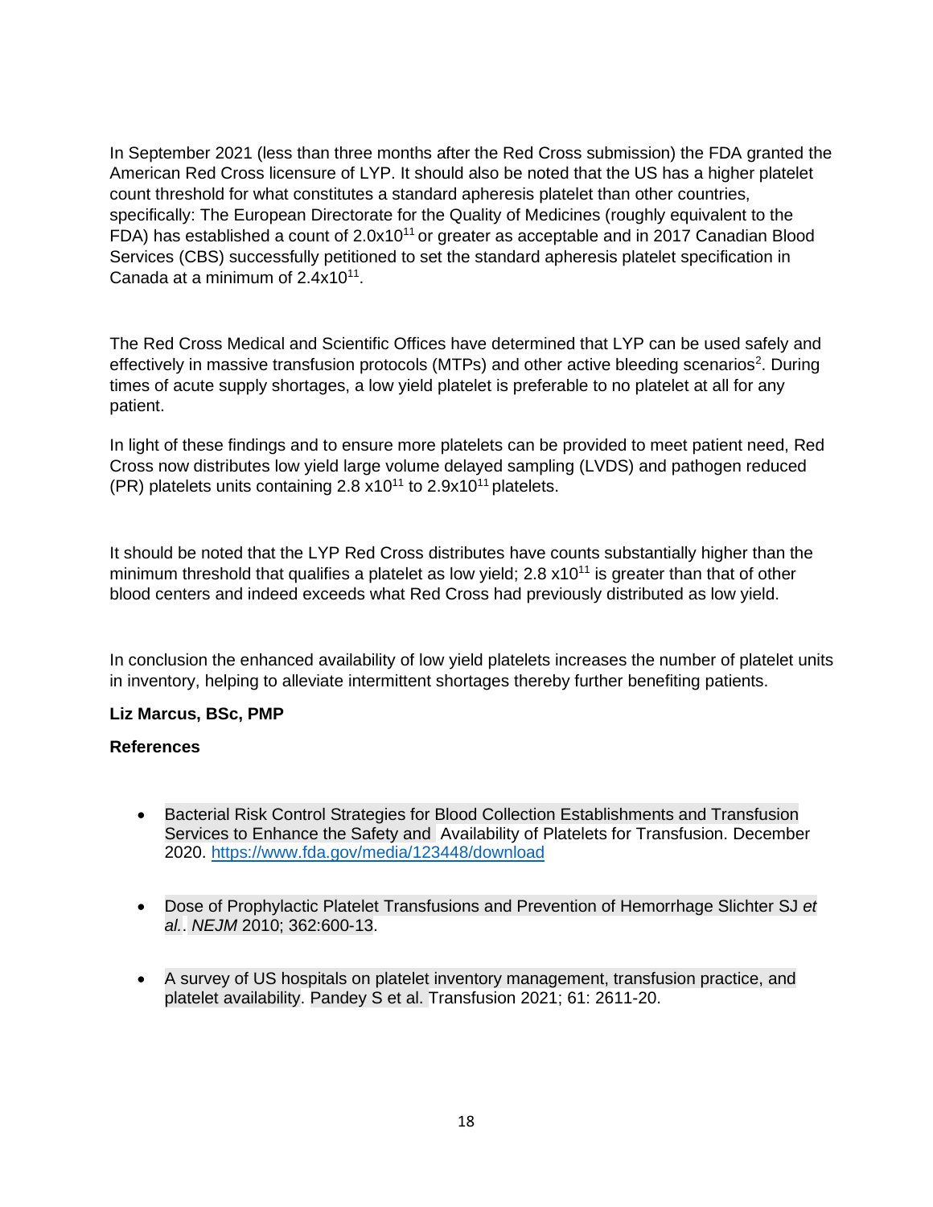In September 2021 (less than three months after the Red Cross submission) the FDA granted the American Red Cross licensure of LYP. It should also be noted that the US has a higher platelet count threshold for what constitutes a standard apheresis platelet than other countries, specifically: The European Directorate for the Quality of Medicines (roughly equivalent to the FDA) has established a count of $2.0 \times 10^{11}$ or greater as acceptable and in 2017 Canadian Blood Services (CBS) successfully petitioned to set the standard apheresis platelet specification in Canada at a minimum of $2.4 \times 10^{11}$.

The Red Cross Medical and Scientific Offices have determined that LYP can be used safely and effectively in massive transfusion protocols (MTPs) and other active bleeding scenarios[2]. During times of acute supply shortages, a low yield platelet is preferable to no platelet at all for any patient.

In light of these findings and to ensure more platelets can be provided to meet patient need, Red Cross now distributes low yield large volume delayed sampling (LVDS) and pathogen reduced (PR) platelets units containing $2.8 \times 10^{11}$ to $2.9 \times 10^{11}$ platelets.

It should be noted that the LYP Red Cross distributes have counts substantially higher than the minimum threshold that qualifies a platelet as low yield; $2.8 \times 10^{11}$ is greater than that of other blood centers and indeed exceeds what Red Cross had previously distributed as low yield.

In conclusion the enhanced availability of low yield platelets increases the number of platelet units in inventory, helping to alleviate intermittent shortages thereby further benefiting patients.

**Liz Marcus, BSc, PMP**

**References**

- Bacterial Risk Control Strategies for Blood Collection Establishments and Transfusion Services to Enhance the Safety and Availability of Platelets for Transfusion. December 2020. https://www.fda.gov/media/123448/download

- Dose of Prophylactic Platelet Transfusions and Prevention of Hemorrhage Slichter SJ *et al.*. *NEJM* 2010; 362:600-13.

- A survey of US hospitals on platelet inventory management, transfusion practice, and platelet availability. Pandey S et al. Transfusion 2021; 61: 2611-20.